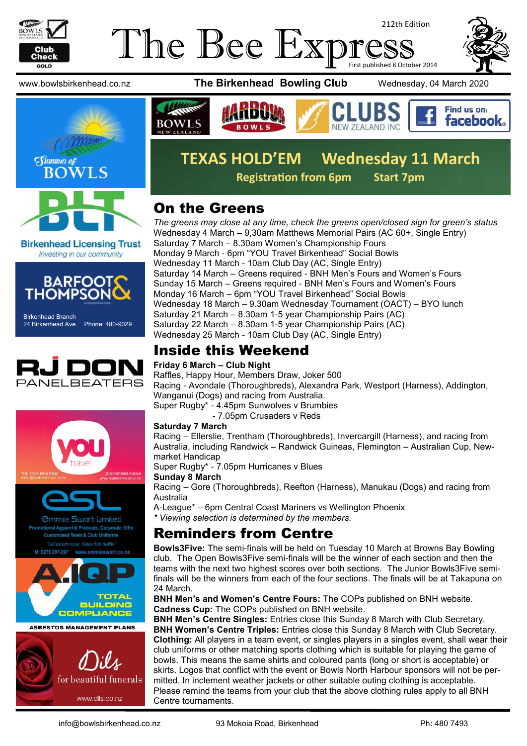# The Bee Express

212th Edition

First published 8 October 2014

www.bowlsbirkenhead.co.nz **The Birkenhead Bowling Club** Wednesday, 04 March 2020

## TEXAS HOLD'EM Wednesday 11 March

**Registration from 6pm Start 7pm**

## On the Greens

*The greens may close at any time, check the greens open/closed sign for green's status*

Wednesday 4 March – 9,30am Matthews Memorial Pairs (AC 60+, Single Entry)
Saturday 7 March – 8.30am Women's Championship Fours
Monday 9 March - 6pm "YOU Travel Birkenhead" Social Bowls
Wednesday 11 March - 10am Club Day (AC, Single Entry)
Saturday 14 March – Greens required - BNH Men's Fours and Women's Fours
Sunday 15 March – Greens required - BNH Men's Fours and Women's Fours
Monday 16 March – 6pm "YOU Travel Birkenhead" Social Bowls
Wednesday 18 March – 9.30am Wednesday Tournament (OACT) – BYO lunch
Saturday 21 March – 8.30am 1-5 year Championship Pairs (AC)
Saturday 22 March – 8.30am 1-5 year Championship Pairs (AC)
Wednesday 25 March - 10am Club Day (AC, Single Entry)

## Inside this Weekend

**Friday 6 March – Club Night**

Raffles, Happy Hour, Members Draw, Joker 500
Racing - Avondale (Thoroughbreds), Alexandra Park, Westport (Harness), Addington, Wanganui (Dogs) and racing from Australia.
Super Rugby* - 4.45pm Sunwolves v Brumbies
- 7.05pm Crusaders v Reds

**Saturday 7 March**

Racing – Ellerslie, Trentham (Thoroughbreds), Invercargill (Harness), and racing from Australia, including Randwick – Randwick Guineas, Flemington – Australian Cup, Newmarket Handicap
Super Rugby* - 7.05pm Hurricanes v Blues

**Sunday 8 March**

Racing – Gore (Thoroughbreds), Reefton (Harness), Manukau (Dogs) and racing from Australia
A-League* – 6pm Central Coast Mariners vs Wellington Phoenix

*\* Viewing selection is determined by the members.*

## Reminders from Centre

**Bowls3Five:** The semi-finals will be held on Tuesday 10 March at Browns Bay Bowling club. The Open Bowls3Five semi-finals will be the winner of each section and then the teams with the next two highest scores over both sections. The Junior Bowls3Five semi-finals will be the winners from each of the four sections. The finals will be at Takapuna on 24 March.

**BNH Men's and Women's Centre Fours:** The COPs published on BNH website.

**Cadness Cup:** The COPs published on BNH website.

**BNH Men's Centre Singles:** Entries close this Sunday 8 March with Club Secretary.

**BNH Women's Centre Triples:** Entries close this Sunday 8 March with Club Secretary.

**Clothing:** All players in a team event, or singles players in a singles event, shall wear their club uniforms or other matching sports clothing which is suitable for playing the game of bowls. This means the same shirts and coloured pants (long or short is acceptable) or skirts. Logos that conflict with the event or Bowls North Harbour sponsors will not be permitted. In inclement weather jackets or other suitable outing clothing is acceptable. Please remind the teams from your club that the above clothing rules apply to all BNH Centre tournaments.

Birkenhead Licensing Trust – Investing in our community

Barfoot & Thompson – Birkenhead Branch, 24 Birkenhead Ave, Phone: 480-9029

RJ Don Panelbeaters

YOU Travel Birkenhead – travel@youbirkenhead.co.nz – 20 Birkenhead Avenue – www.youbirkenhead.co.nz

Emmie Swart Limited – Promotional Apparel & Products, Corporate Gifts, Customised Team & Club Uniforms – "Let us turn your ideas into reality" – M: 0275 297-297 www.emmieswart.co.nz

A.IQP – Total Building Compliance – Asbestos Management Plans

Dils for beautiful funerals – www.dils.co.nz

info@bowlsbirkenhead.co.nz 93 Mokoia Road, Birkenhead Ph: 480 7493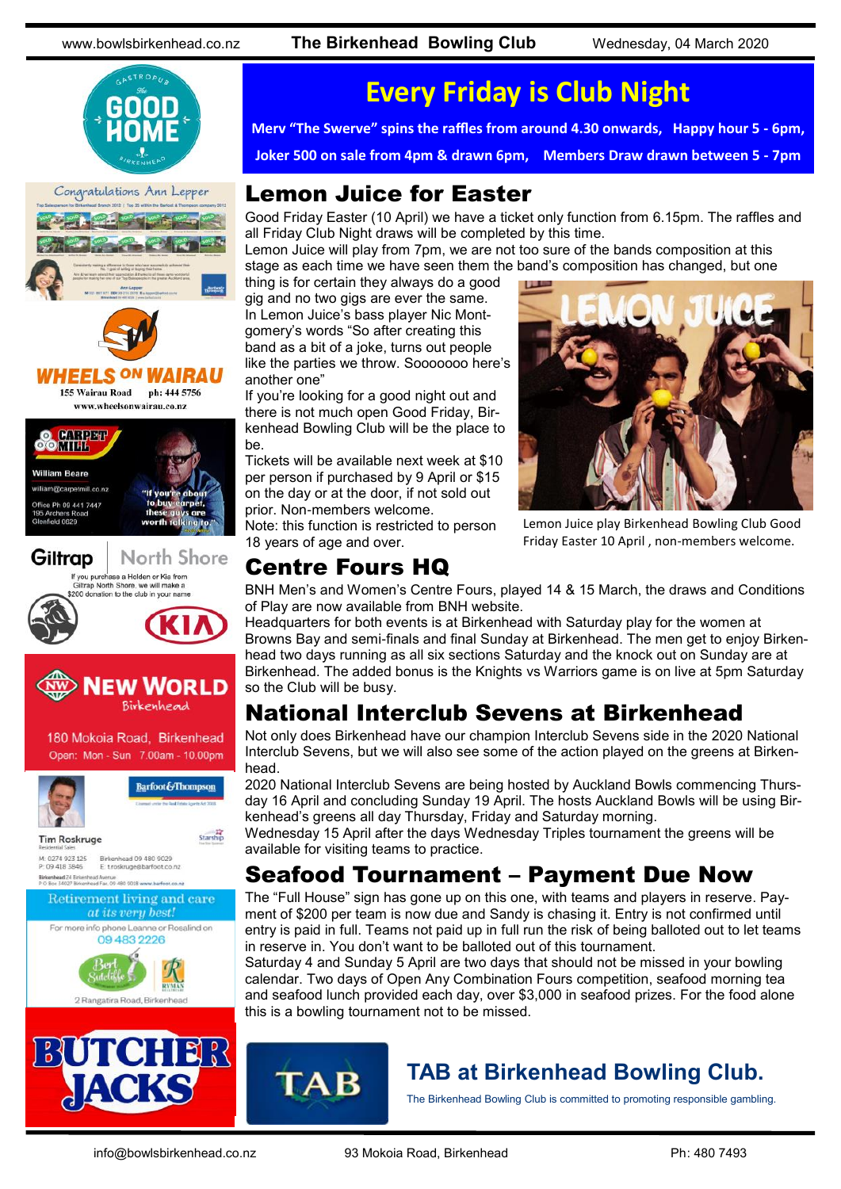# Every Friday is Club Night

**Merv "The Swerve" spins the raffles from around 4.30 onwards, Happy hour 5 - 6pm, Joker 500 on sale from 4pm & drawn 6pm, Members Draw drawn between 5 - 7pm**

## Lemon Juice for Easter

Good Friday Easter (10 April) we have a ticket only function from 6.15pm. The raffles and all Friday Club Night draws will be completed by this time.

Lemon Juice will play from 7pm, we are not too sure of the bands composition at this stage as each time we have seen them the band's composition has changed, but one thing is for certain they always do a good gig and no two gigs are ever the same. In Lemon Juice's bass player Nic Montgomery's words "So after creating this band as a bit of a joke, turns out people like the parties we throw. Sooooooo here's another one"

If you're looking for a good night out and there is not much open Good Friday, Birkenhead Bowling Club will be the place to be.

Tickets will be available next week at $10 per person if purchased by 9 April or $15 on the day or at the door, if not sold out prior. Non-members welcome.

Note: this function is restricted to person 18 years of age and over.

Lemon Juice play Birkenhead Bowling Club Good Friday Easter 10 April , non-members welcome.

## Centre Fours HQ

BNH Men's and Women's Centre Fours, played 14 & 15 March, the draws and Conditions of Play are now available from BNH website.

Headquarters for both events is at Birkenhead with Saturday play for the women at Browns Bay and semi-finals and final Sunday at Birkenhead. The men get to enjoy Birkenhead two days running as all six sections Saturday and the knock out on Sunday are at Birkenhead. The added bonus is the Knights vs Warriors game is on live at 5pm Saturday so the Club will be busy.

## National Interclub Sevens at Birkenhead

Not only does Birkenhead have our champion Interclub Sevens side in the 2020 National Interclub Sevens, but we will also see some of the action played on the greens at Birkenhead.

2020 National Interclub Sevens are being hosted by Auckland Bowls commencing Thursday 16 April and concluding Sunday 19 April. The hosts Auckland Bowls will be using Birkenhead's greens all day Thursday, Friday and Saturday morning.

Wednesday 15 April after the days Wednesday Triples tournament the greens will be available for visiting teams to practice.

## Seafood Tournament – Payment Due Now

The "Full House" sign has gone up on this one, with teams and players in reserve. Payment of $200 per team is now due and Sandy is chasing it. Entry is not confirmed until entry is paid in full. Teams not paid up in full run the risk of being balloted out to let teams in reserve in. You don't want to be balloted out of this tournament.

Saturday 4 and Sunday 5 April are two days that should not be missed in your bowling calendar. Two days of Open Any Combination Fours competition, seafood morning tea and seafood lunch provided each day, over $3,000 in seafood prizes. For the food alone this is a bowling tournament not to be missed.

## TAB at Birkenhead Bowling Club.

The Birkenhead Bowling Club is committed to promoting responsible gambling.

Gastropub The Good Home Birkenhead

Congratulations Ann Lepper

WHEELS ON WAIRAU — 155 Wairau Road ph: 444 5756 — www.wheelsonwairau.co.nz

Carpet Mill — William Beare — william@carpetmill.co.nz — Office Ph 09 441 7447 — 195 Archers Road Glenfield 0629 — "If you're about to buy carpet, these guys are worth talking to"

Giltrap North Shore — If you purchase a Holden or Kia from Giltrap North Shore, we will make a $200 donation to the club in your name

New World Birkenhead — 180 Mokoia Road, Birkenhead — Open: Mon - Sun 7.00am - 10.00pm

Barfoot & Thompson — Tim Roskruge, Residential Sales — M: 0274 923 125 — P: 09 418 3846 — Birkenhead 09 480 9029 — E: t.roskruge@barfoot.co.nz

Retirement living and care at its very best! — For more info phone Leanne or Rosalind on 09 483 2226 — Bert Sutcliffe — Ryman — 2 Rangatira Road, Birkenhead

BUTCHER JACKS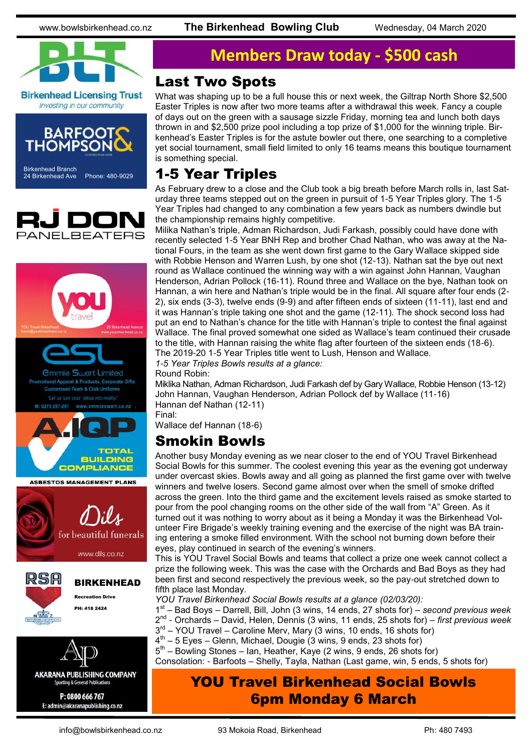# Members Draw today - $500 cash

## Last Two Spots

What was shaping up to be a full house this or next week, the Giltrap North Shore $2,500 Easter Triples is now after two more teams after a withdrawal this week. Fancy a couple of days out on the green with a sausage sizzle Friday, morning tea and lunch both days thrown in and $2,500 prize pool including a top prize of $1,000 for the winning triple. Birkenhead's Easter Triples is for the astute bowler out there, one searching to a completive yet social tournament, small field limited to only 16 teams means this boutique tournament is something special.

## 1-5 Year Triples

As February drew to a close and the Club took a big breath before March rolls in, last Saturday three teams stepped out on the green in pursuit of 1-5 Year Triples glory. The 1-5 Year Triples had changed to any combination a few years back as numbers dwindle but the championship remains highly competitive.

Milika Nathan's triple, Adman Richardson, Judi Farkash, possibly could have done with recently selected 1-5 Year BNH Rep and brother Chad Nathan, who was away at the National Fours, in the team as she went down first game to the Gary Wallace skipped side with Robbie Henson and Warren Lush, by one shot (12-13). Nathan sat the bye out next round as Wallace continued the winning way with a win against John Hannan, Vaughan Henderson, Adrian Pollock (16-11). Round three and Wallace on the bye, Nathan took on Hannan, a win here and Nathan's triple would be in the final. All square after four ends (2-2), six ends (3-3), twelve ends (9-9) and after fifteen ends of sixteen (11-11), last end and it was Hannan's triple taking one shot and the game (12-11). The shock second loss had put an end to Nathan's chance for the title with Hannan's triple to contest the final against Wallace. The final proved somewhat one sided as Wallace's team continued their crusade to the title, with Hannan raising the white flag after fourteen of the sixteen ends (18-6).

The 2019-20 1-5 Year Triples title went to Lush, Henson and Wallace.

*1-5 Year Triples Bowls results at a glance:*

Round Robin:

Miklika Nathan, Adman Richardson, Judi Farkash def by Gary Wallace, Robbie Henson (13-12)

John Hannan, Vaughan Henderson, Adrian Pollock def by Wallace (11-16)

Hannan def Nathan (12-11)

Final:

Wallace def Hannan (18-6)

## Smokin Bowls

Another busy Monday evening as we near closer to the end of YOU Travel Birkenhead Social Bowls for this summer. The coolest evening this year as the evening got underway under overcast skies. Bowls away and all going as planned the first game over with twelve winners and twelve losers. Second game almost over when the smell of smoke drifted across the green. Into the third game and the excitement levels raised as smoke started to pour from the pool changing rooms on the other side of the wall from "A" Green. As it turned out it was nothing to worry about as it being a Monday it was the Birkenhead Volunteer Fire Brigade's weekly training evening and the exercise of the night was BA training entering a smoke filled environment. With the school not burning down before their eyes, play continued in search of the evening's winners.

This is YOU Travel Social Bowls and teams that collect a prize one week cannot collect a prize the following week. This was the case with the Orchards and Bad Boys as they had been first and second respectively the previous week, so the pay-out stretched down to fifth place last Monday.

*YOU Travel Birkenhead Social Bowls results at a glance (02/03/20):*

1st – Bad Boys – Darrell, Bill, John (3 wins, 14 ends, 27 shots for) – *second previous week*

2nd - Orchards – David, Helen, Dennis (3 wins, 11 ends, 25 shots for) – *first previous week*

3rd – YOU Travel – Caroline Merv, Mary (3 wins, 10 ends, 16 shots for)

4th – 5 Eyes – Glenn, Michael, Dougie (3 wins, 9 ends, 23 shots for)

5th – Bowling Stones – Ian, Heather, Kaye (2 wins, 9 ends, 26 shots for)

Consolation: - Barfoots – Shelly, Tayla, Nathan (Last game, win, 5 ends, 5 shots for)

**YOU Travel Birkenhead Social Bowls**
**6pm Monday 6 March**

Birkenhead Licensing Trust – Investing in our community

Barfoot & Thompson – Birkenhead Branch, 24 Birkenhead Ave, Phone: 480-9029

RJ Don Panelbeaters

YOU Travel Birkenhead – travel@youbirkenhead.co.nz – 20 Birkenhead Avenue – www.youbirkenhead.co.nz

ESL Emmie Swart Limited – Promotional Apparel & Products, Corporate Gifts, Customised Team & Club Uniforms – "Let us turn your ideas into reality" – M: 0275 297-297 – www.emmieswart.co.nz

A.IQP – Total Building Compliance – Asbestos Management Plans

Dils – for beautiful funerals – www.dils.co.nz

RSA Birkenhead – Recreation Drive – PH: 418 2424

Akarana Publishing Company – Sporting & General Publications – P: 0800 666 767 – E: admin@akaranapublishing.co.nz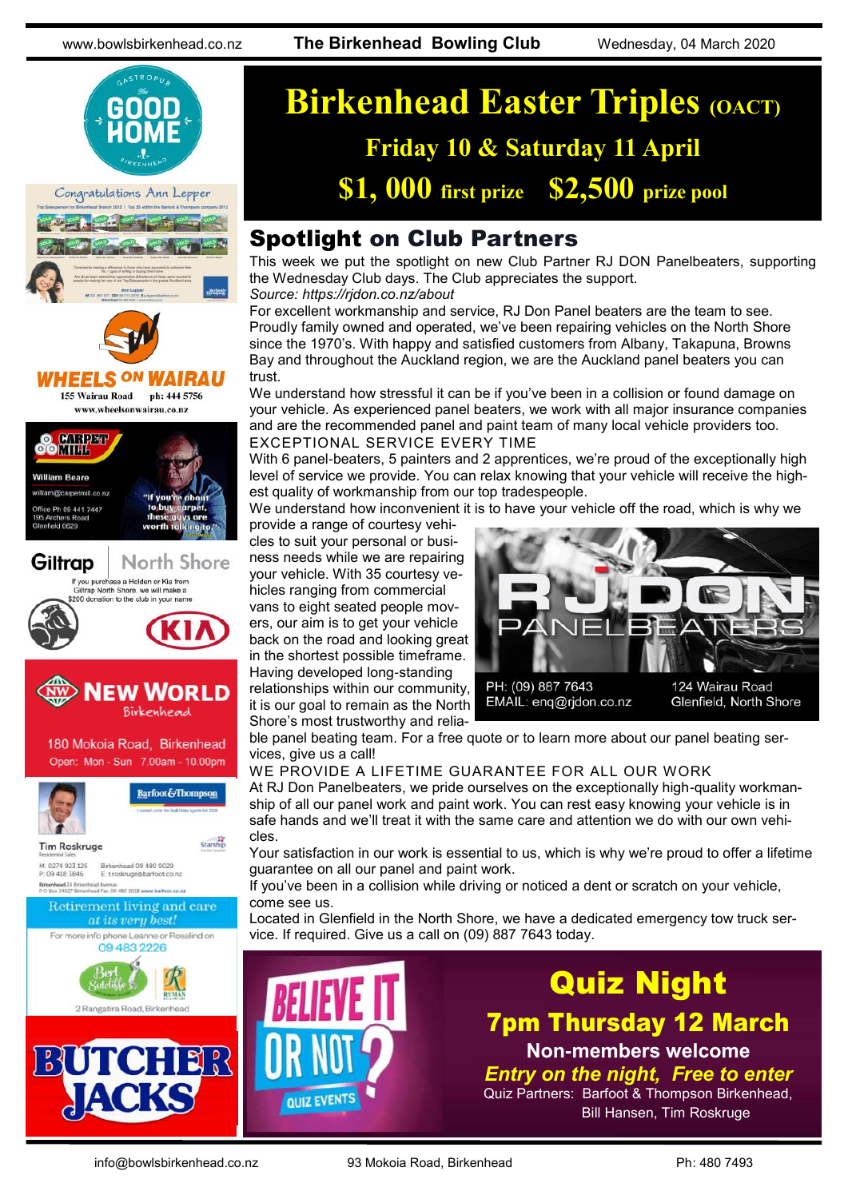# Birkenhead Easter Triples (OACT)

**Friday 10 & Saturday 11 April**

**$1, 000 first prize  $2,500 prize pool**

## Spotlight on Club Partners

This week we put the spotlight on new Club Partner RJ DON Panelbeaters, supporting the Wednesday Club days. The Club appreciates the support.

*Source: https://rjdon.co.nz/about*

For excellent workmanship and service, RJ Don Panel beaters are the team to see. Proudly family owned and operated, we've been repairing vehicles on the North Shore since the 1970's. With happy and satisfied customers from Albany, Takapuna, Browns Bay and throughout the Auckland region, we are the Auckland panel beaters you can trust.

We understand how stressful it can be if you've been in a collision or found damage on your vehicle. As experienced panel beaters, we work with all major insurance companies and are the recommended panel and paint team of many local vehicle providers too.

EXCEPTIONAL SERVICE EVERY TIME

With 6 panel-beaters, 5 painters and 2 apprentices, we're proud of the exceptionally high level of service we provide. You can relax knowing that your vehicle will receive the highest quality of workmanship from our top tradespeople.

We understand how inconvenient it is to have your vehicle off the road, which is why we provide a range of courtesy vehicles to suit your personal or business needs while we are repairing your vehicle. With 35 courtesy vehicles ranging from commercial vans to eight seated people movers, our aim is to get your vehicle back on the road and looking great in the shortest possible timeframe. Having developed long-standing relationships within our community, it is our goal to remain as the North Shore's most trustworthy and reliable panel beating team. For a free quote or to learn more about our panel beating services, give us a call!

RJ DON PANELBEATERS
PH: (09) 887 7643
EMAIL: enq@rjdon.co.nz
124 Wairau Road
Glenfield, North Shore

WE PROVIDE A LIFETIME GUARANTEE FOR ALL OUR WORK

At RJ Don Panelbeaters, we pride ourselves on the exceptionally high-quality workmanship of all our panel work and paint work. You can rest easy knowing your vehicle is in safe hands and we'll treat it with the same care and attention we do with our own vehicles.

Your satisfaction in our work is essential to us, which is why we're proud to offer a lifetime guarantee on all our panel and paint work.

If you've been in a collision while driving or noticed a dent or scratch on your vehicle, come see us.

Located in Glenfield in the North Shore, we have a dedicated emergency tow truck service. If required. Give us a call on (09) 887 7643 today.

## Quiz Night

**7pm Thursday 12 March**

**Non-members welcome**

***Entry on the night, Free to enter***

Quiz Partners: Barfoot & Thompson Birkenhead, Bill Hansen, Tim Roskruge

BELIEVE IT OR NOT? QUIZ EVENTS

---

Gastropub The Good Home Birkenhead

Congratulations Ann Lepper

Wheels on Wairau
155 Wairau Road ph: 444 5756
www.wheelsonwairau.co.nz

Carpet Mill
William Beare
william@carpetmill.co.nz
Office Ph 09 441 7447
195 Archers Road
Glenfield 0629
"If you're about to buy carpet, these guys are worth talking to."

Giltrap North Shore
If you purchase a Holden or Kia from Giltrap North Shore, we will make a $200 donation to the club in your name

New World Birkenhead
180 Mokoia Road, Birkenhead
Open: Mon - Sun 7.00am - 10.00pm

Barfoot&Thompson
Tim Roskruge
Residential Sales
M: 0274 923 125 Birkenhead 09 480 9029
P: 09 418 3846 E: troskruge@barfoot.co.nz

Retirement living and care at its very best!
For more info phone Leanne or Rosalind on 09 483 2226
Bert Sutcliffe
Ryman Healthcare
2 Rangatira Road, Birkenhead

BUTCHER JACKS